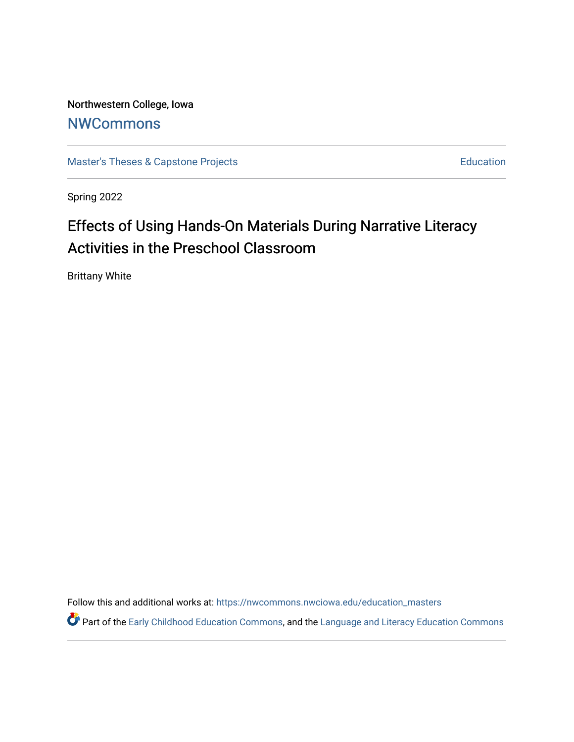Northwestern College, Iowa

## NWCommons

Master's Theses & Capstone Projects | Education

Spring 2022

# Effects of Using Hands-On Materials During Narrative Literacy Activities in the Preschool Classroom

Brittany White

Follow this and additional works at: https://nwcommons.nwciowa.edu/education_masters

Part of the Early Childhood Education Commons, and the Language and Literacy Education Commons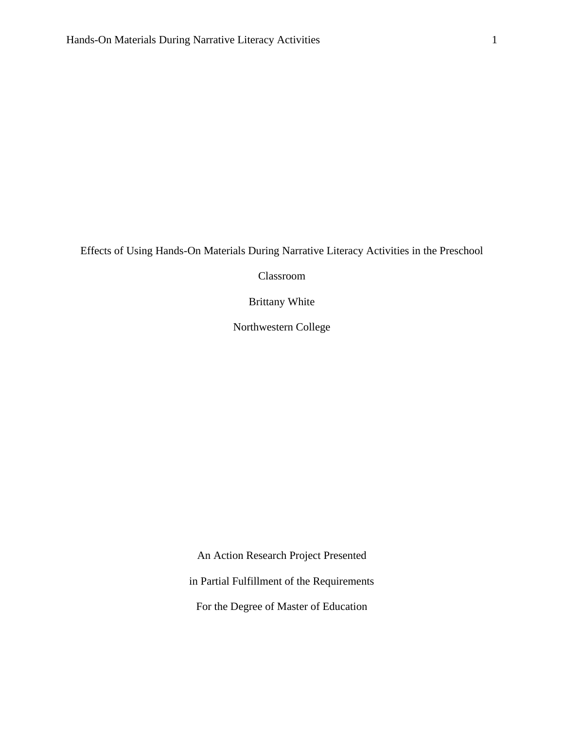Effects of Using Hands-On Materials During Narrative Literacy Activities in the Preschool Classroom

Brittany White

Northwestern College

An Action Research Project Presented

in Partial Fulfillment of the Requirements

For the Degree of Master of Education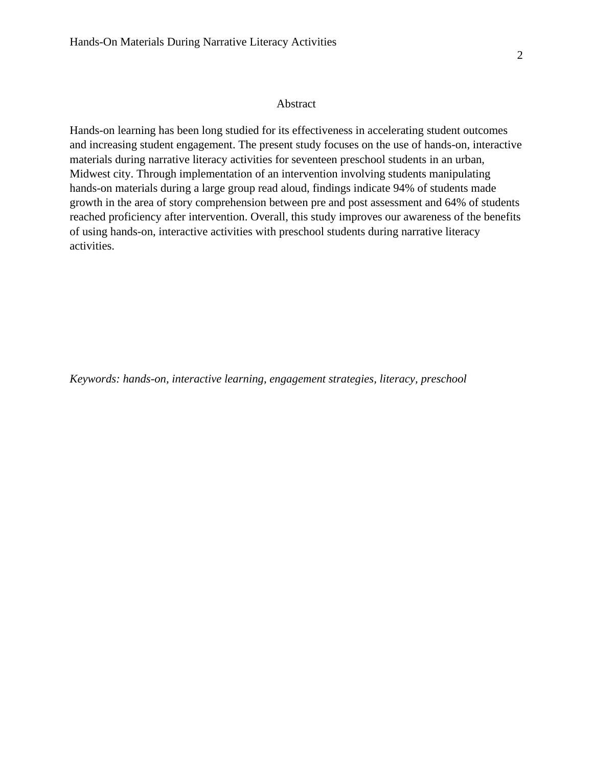## Abstract

Hands-on learning has been long studied for its effectiveness in accelerating student outcomes and increasing student engagement. The present study focuses on the use of hands-on, interactive materials during narrative literacy activities for seventeen preschool students in an urban, Midwest city. Through implementation of an intervention involving students manipulating hands-on materials during a large group read aloud, findings indicate 94% of students made growth in the area of story comprehension between pre and post assessment and 64% of students reached proficiency after intervention. Overall, this study improves our awareness of the benefits of using hands-on, interactive activities with preschool students during narrative literacy activities.

*Keywords: hands-on, interactive learning, engagement strategies, literacy, preschool*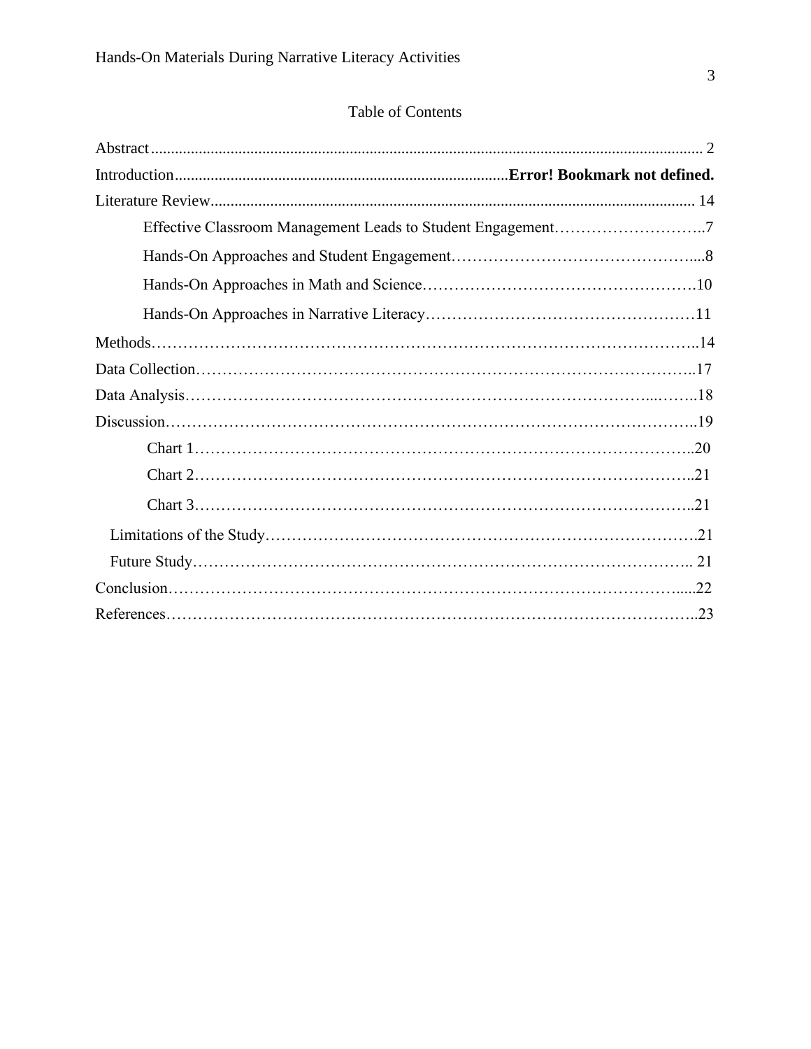# Table of Contents

Abstract ........................................................................................................................................ 2

Introduction .................................................................................. **Error! Bookmark not defined.**

Literature Review......................................................................................................................... 14

Effective Classroom Management Leads to Student Engagement……………………..7

Hands-On Approaches and Student Engagement………………………………………...8

Hands-On Approaches in Math and Science…………………………………………….10

Hands-On Approaches in Narrative Literacy……………………………………………11

Methods……………………………………………………………………………………..14

Data Collection……………………………………………………………………………..17

Data Analysis………………………………………………………………………...……..18

Discussion…………………………………………………………………………………..19

Chart 1………………………………………………………………………………..20

Chart 2………………………………………………………………………………..21

Chart 3………………………………………………………………………………..21

Limitations of the Study……………………………………………………………………….21

Future Study………………………………………………………………………………….. 21

Conclusion……………………………………………………………………………….....22

References…………………………………………………………………………………..23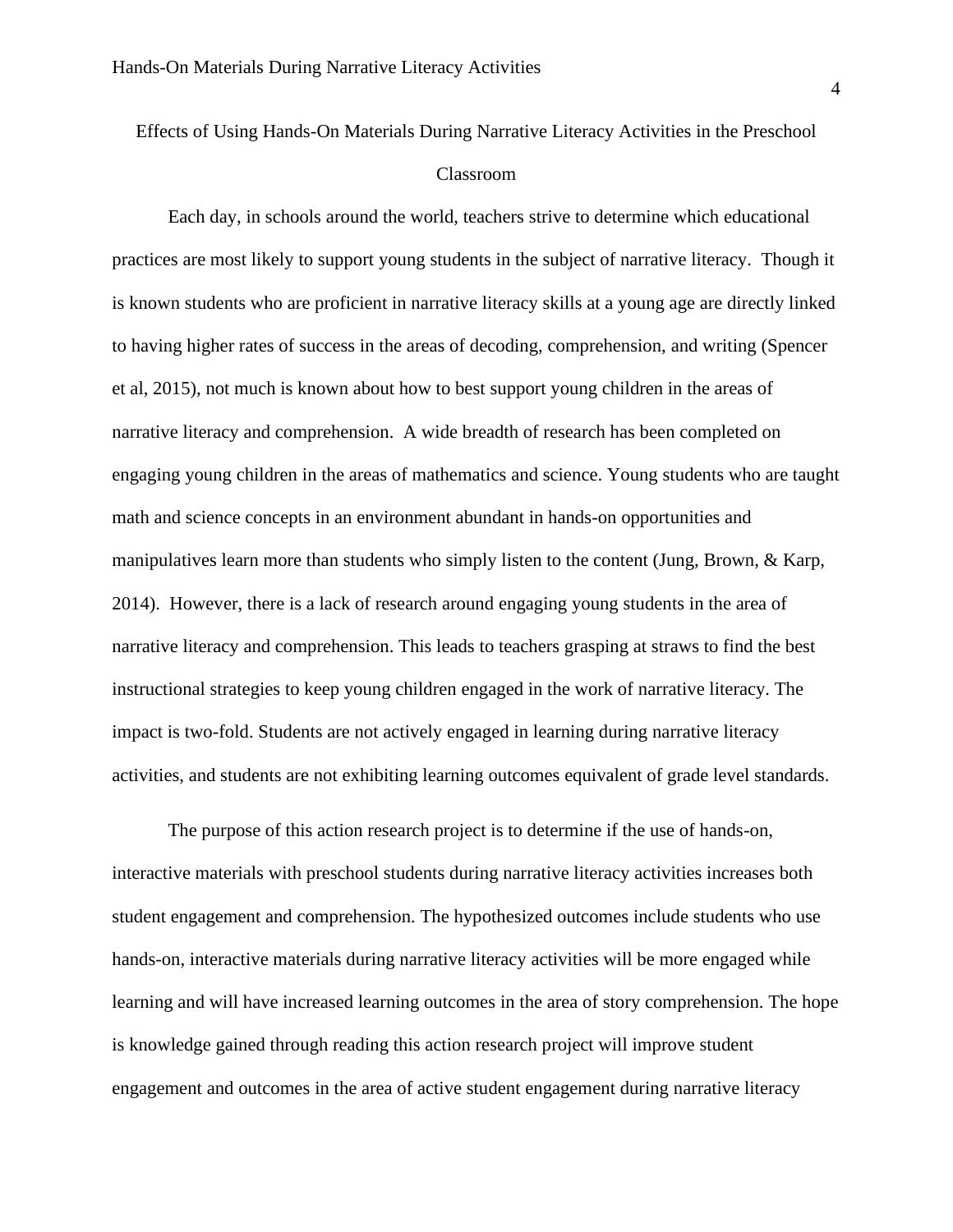# Effects of Using Hands-On Materials During Narrative Literacy Activities in the Preschool Classroom

Each day, in schools around the world, teachers strive to determine which educational practices are most likely to support young students in the subject of narrative literacy. Though it is known students who are proficient in narrative literacy skills at a young age are directly linked to having higher rates of success in the areas of decoding, comprehension, and writing (Spencer et al, 2015), not much is known about how to best support young children in the areas of narrative literacy and comprehension. A wide breadth of research has been completed on engaging young children in the areas of mathematics and science. Young students who are taught math and science concepts in an environment abundant in hands-on opportunities and manipulatives learn more than students who simply listen to the content (Jung, Brown, & Karp, 2014). However, there is a lack of research around engaging young students in the area of narrative literacy and comprehension. This leads to teachers grasping at straws to find the best instructional strategies to keep young children engaged in the work of narrative literacy. The impact is two-fold. Students are not actively engaged in learning during narrative literacy activities, and students are not exhibiting learning outcomes equivalent of grade level standards.

The purpose of this action research project is to determine if the use of hands-on, interactive materials with preschool students during narrative literacy activities increases both student engagement and comprehension. The hypothesized outcomes include students who use hands-on, interactive materials during narrative literacy activities will be more engaged while learning and will have increased learning outcomes in the area of story comprehension. The hope is knowledge gained through reading this action research project will improve student engagement and outcomes in the area of active student engagement during narrative literacy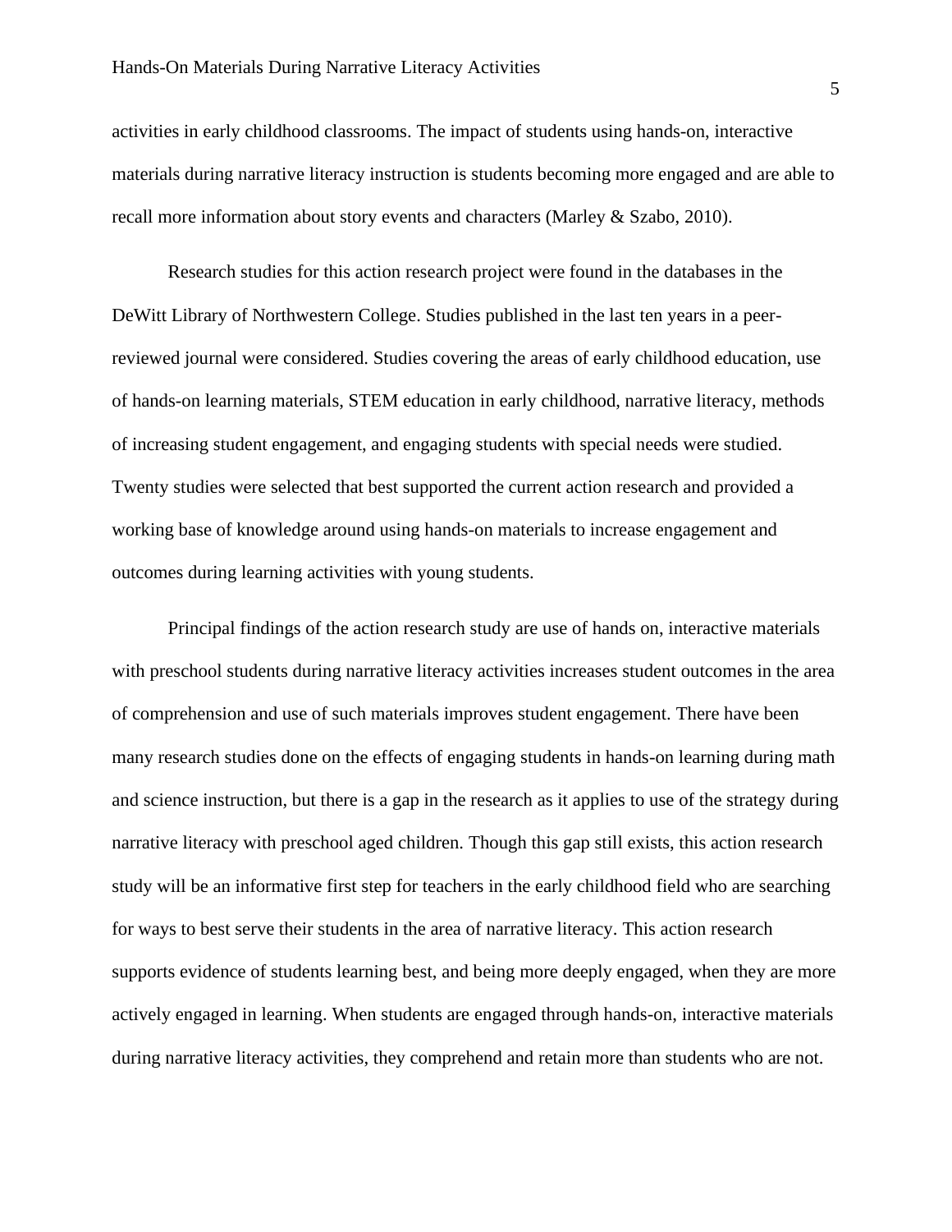activities in early childhood classrooms. The impact of students using hands-on, interactive materials during narrative literacy instruction is students becoming more engaged and are able to recall more information about story events and characters (Marley & Szabo, 2010).

Research studies for this action research project were found in the databases in the DeWitt Library of Northwestern College. Studies published in the last ten years in a peer-reviewed journal were considered. Studies covering the areas of early childhood education, use of hands-on learning materials, STEM education in early childhood, narrative literacy, methods of increasing student engagement, and engaging students with special needs were studied. Twenty studies were selected that best supported the current action research and provided a working base of knowledge around using hands-on materials to increase engagement and outcomes during learning activities with young students.

Principal findings of the action research study are use of hands on, interactive materials with preschool students during narrative literacy activities increases student outcomes in the area of comprehension and use of such materials improves student engagement. There have been many research studies done on the effects of engaging students in hands-on learning during math and science instruction, but there is a gap in the research as it applies to use of the strategy during narrative literacy with preschool aged children. Though this gap still exists, this action research study will be an informative first step for teachers in the early childhood field who are searching for ways to best serve their students in the area of narrative literacy. This action research supports evidence of students learning best, and being more deeply engaged, when they are more actively engaged in learning. When students are engaged through hands-on, interactive materials during narrative literacy activities, they comprehend and retain more than students who are not.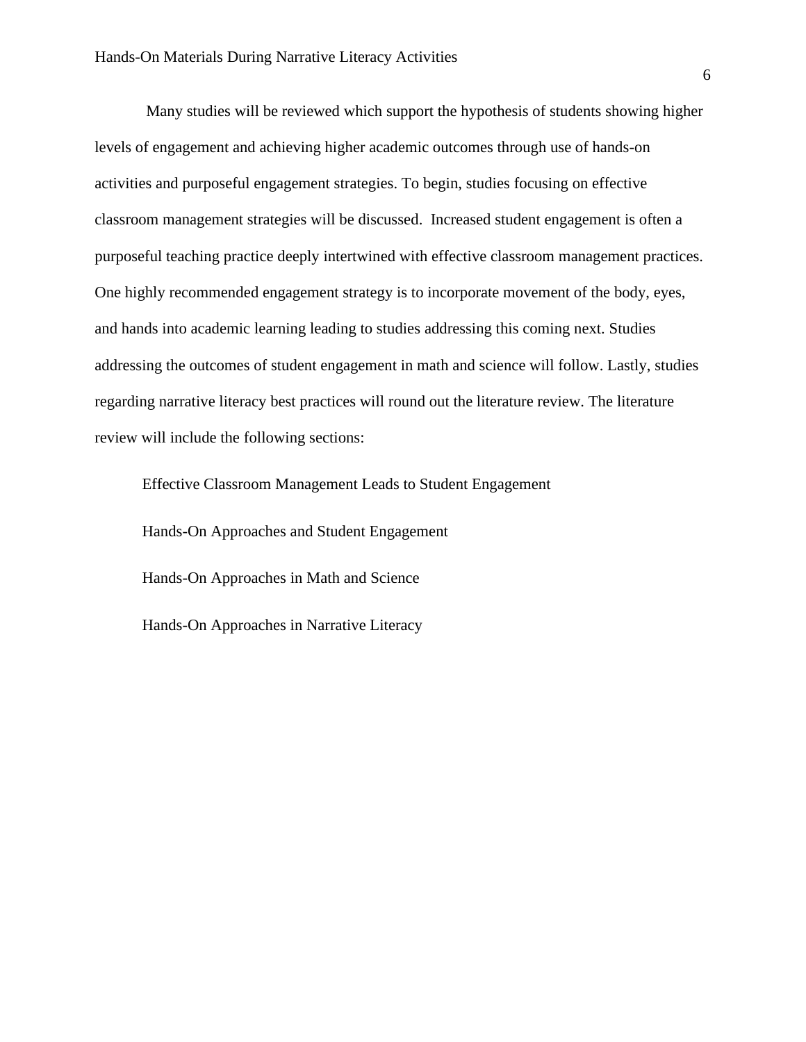Many studies will be reviewed which support the hypothesis of students showing higher levels of engagement and achieving higher academic outcomes through use of hands-on activities and purposeful engagement strategies. To begin, studies focusing on effective classroom management strategies will be discussed. Increased student engagement is often a purposeful teaching practice deeply intertwined with effective classroom management practices. One highly recommended engagement strategy is to incorporate movement of the body, eyes, and hands into academic learning leading to studies addressing this coming next. Studies addressing the outcomes of student engagement in math and science will follow. Lastly, studies regarding narrative literacy best practices will round out the literature review. The literature review will include the following sections:

Effective Classroom Management Leads to Student Engagement

Hands-On Approaches and Student Engagement

Hands-On Approaches in Math and Science

Hands-On Approaches in Narrative Literacy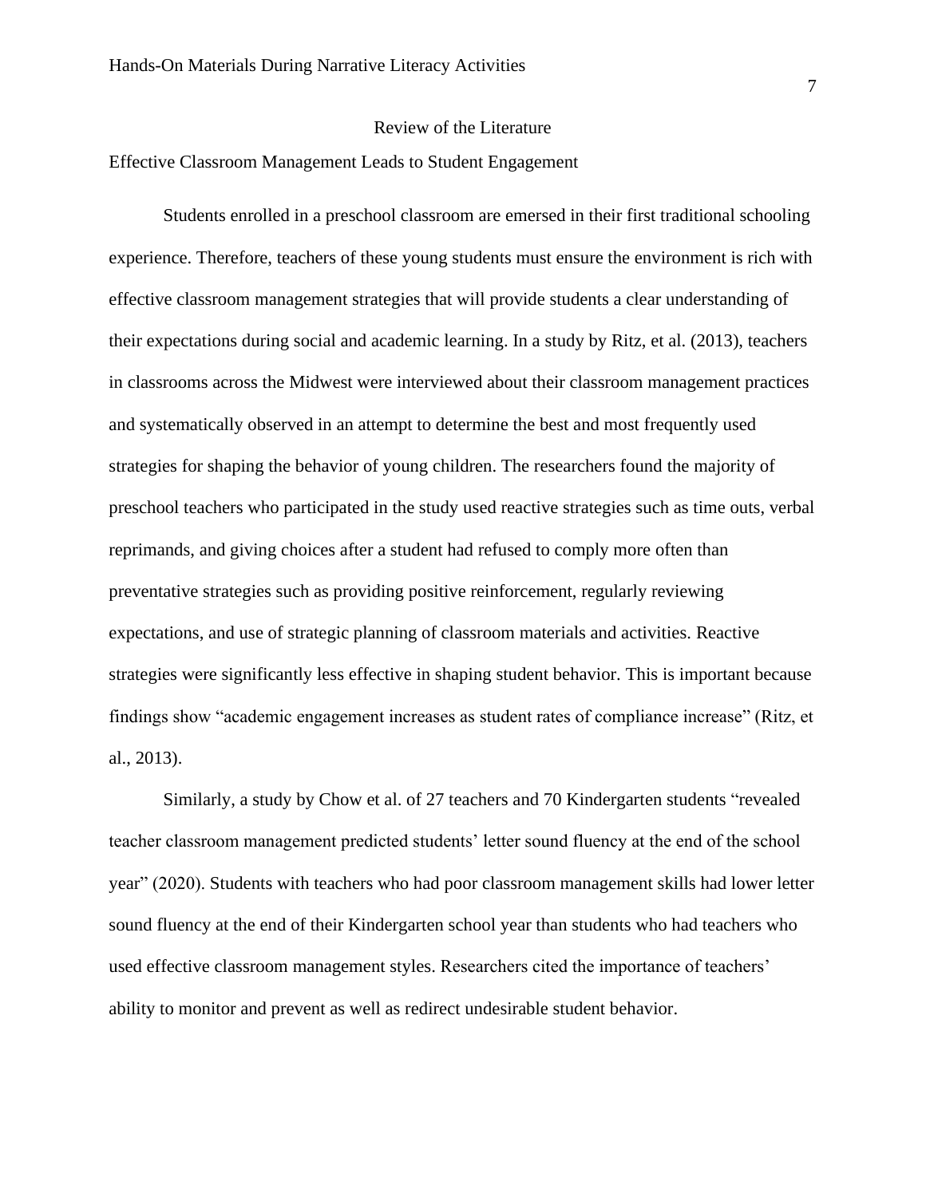# Review of the Literature

## Effective Classroom Management Leads to Student Engagement

Students enrolled in a preschool classroom are emersed in their first traditional schooling experience. Therefore, teachers of these young students must ensure the environment is rich with effective classroom management strategies that will provide students a clear understanding of their expectations during social and academic learning. In a study by Ritz, et al. (2013), teachers in classrooms across the Midwest were interviewed about their classroom management practices and systematically observed in an attempt to determine the best and most frequently used strategies for shaping the behavior of young children. The researchers found the majority of preschool teachers who participated in the study used reactive strategies such as time outs, verbal reprimands, and giving choices after a student had refused to comply more often than preventative strategies such as providing positive reinforcement, regularly reviewing expectations, and use of strategic planning of classroom materials and activities. Reactive strategies were significantly less effective in shaping student behavior. This is important because findings show "academic engagement increases as student rates of compliance increase" (Ritz, et al., 2013).

Similarly, a study by Chow et al. of 27 teachers and 70 Kindergarten students "revealed teacher classroom management predicted students' letter sound fluency at the end of the school year" (2020). Students with teachers who had poor classroom management skills had lower letter sound fluency at the end of their Kindergarten school year than students who had teachers who used effective classroom management styles. Researchers cited the importance of teachers' ability to monitor and prevent as well as redirect undesirable student behavior.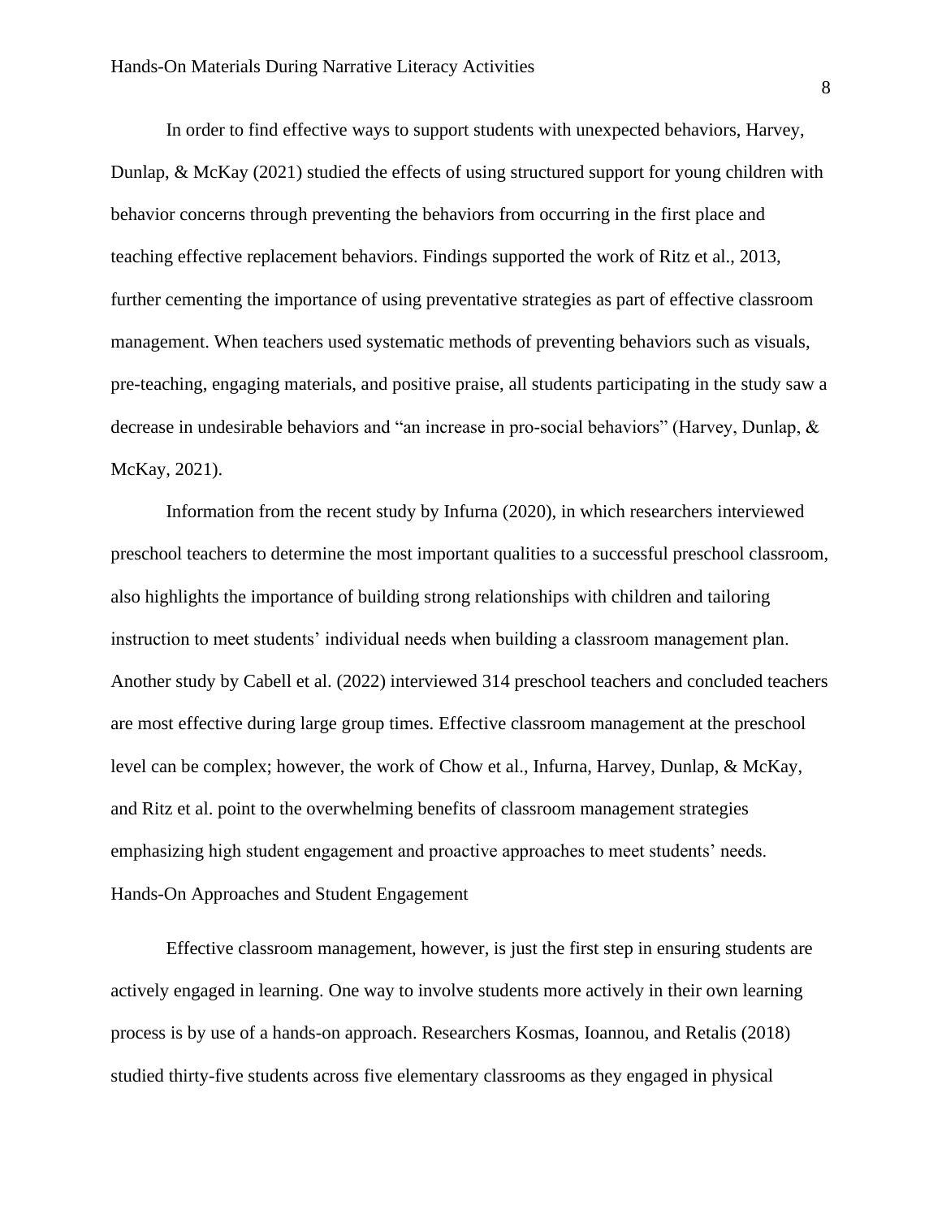In order to find effective ways to support students with unexpected behaviors, Harvey, Dunlap, & McKay (2021) studied the effects of using structured support for young children with behavior concerns through preventing the behaviors from occurring in the first place and teaching effective replacement behaviors. Findings supported the work of Ritz et al., 2013, further cementing the importance of using preventative strategies as part of effective classroom management. When teachers used systematic methods of preventing behaviors such as visuals, pre-teaching, engaging materials, and positive praise, all students participating in the study saw a decrease in undesirable behaviors and "an increase in pro-social behaviors" (Harvey, Dunlap, & McKay, 2021).

Information from the recent study by Infurna (2020), in which researchers interviewed preschool teachers to determine the most important qualities to a successful preschool classroom, also highlights the importance of building strong relationships with children and tailoring instruction to meet students' individual needs when building a classroom management plan. Another study by Cabell et al. (2022) interviewed 314 preschool teachers and concluded teachers are most effective during large group times. Effective classroom management at the preschool level can be complex; however, the work of Chow et al., Infurna, Harvey, Dunlap, & McKay, and Ritz et al. point to the overwhelming benefits of classroom management strategies emphasizing high student engagement and proactive approaches to meet students' needs.

## Hands-On Approaches and Student Engagement

Effective classroom management, however, is just the first step in ensuring students are actively engaged in learning. One way to involve students more actively in their own learning process is by use of a hands-on approach. Researchers Kosmas, Ioannou, and Retalis (2018) studied thirty-five students across five elementary classrooms as they engaged in physical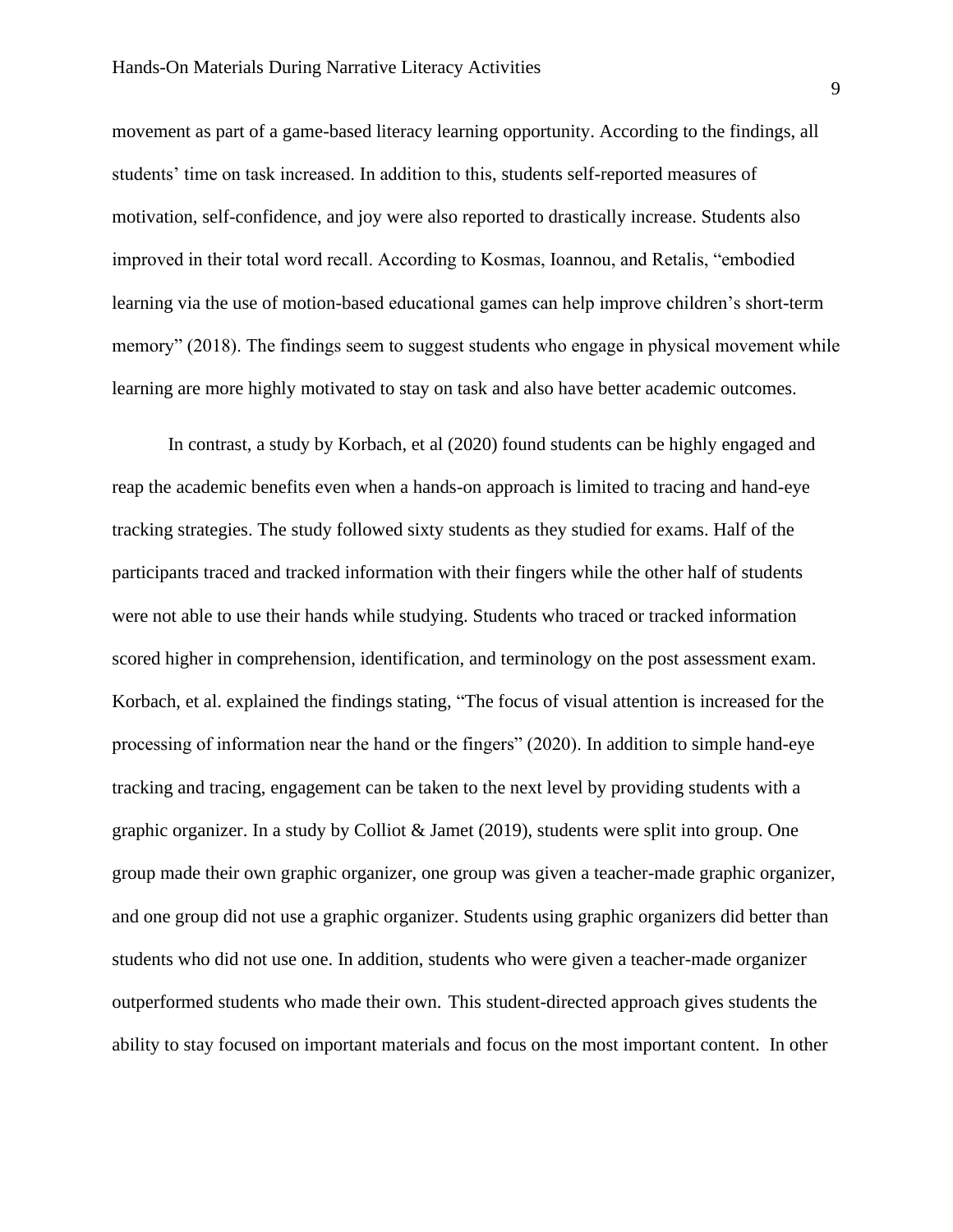movement as part of a game-based literacy learning opportunity. According to the findings, all students' time on task increased. In addition to this, students self-reported measures of motivation, self-confidence, and joy were also reported to drastically increase. Students also improved in their total word recall. According to Kosmas, Ioannou, and Retalis, "embodied learning via the use of motion-based educational games can help improve children's short-term memory" (2018). The findings seem to suggest students who engage in physical movement while learning are more highly motivated to stay on task and also have better academic outcomes.

In contrast, a study by Korbach, et al (2020) found students can be highly engaged and reap the academic benefits even when a hands-on approach is limited to tracing and hand-eye tracking strategies. The study followed sixty students as they studied for exams. Half of the participants traced and tracked information with their fingers while the other half of students were not able to use their hands while studying. Students who traced or tracked information scored higher in comprehension, identification, and terminology on the post assessment exam. Korbach, et al. explained the findings stating, "The focus of visual attention is increased for the processing of information near the hand or the fingers" (2020). In addition to simple hand-eye tracking and tracing, engagement can be taken to the next level by providing students with a graphic organizer. In a study by Colliot & Jamet (2019), students were split into group. One group made their own graphic organizer, one group was given a teacher-made graphic organizer, and one group did not use a graphic organizer. Students using graphic organizers did better than students who did not use one. In addition, students who were given a teacher-made organizer outperformed students who made their own. This student-directed approach gives students the ability to stay focused on important materials and focus on the most important content. In other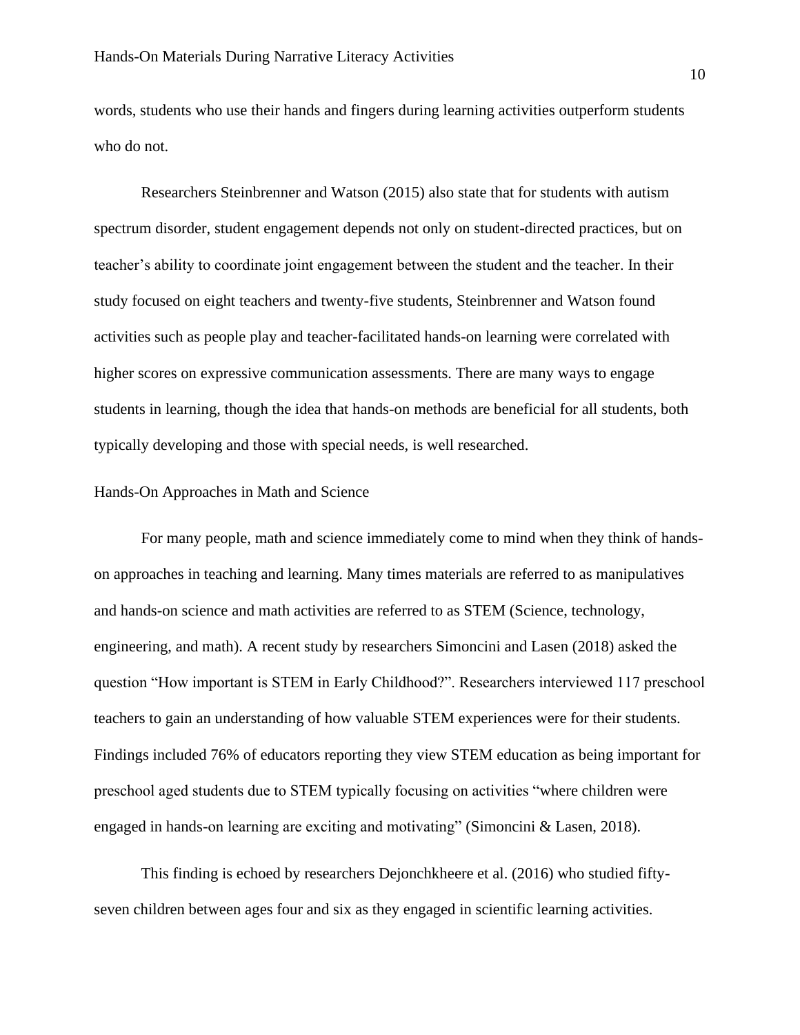words, students who use their hands and fingers during learning activities outperform students who do not.

Researchers Steinbrenner and Watson (2015) also state that for students with autism spectrum disorder, student engagement depends not only on student-directed practices, but on teacher's ability to coordinate joint engagement between the student and the teacher. In their study focused on eight teachers and twenty-five students, Steinbrenner and Watson found activities such as people play and teacher-facilitated hands-on learning were correlated with higher scores on expressive communication assessments. There are many ways to engage students in learning, though the idea that hands-on methods are beneficial for all students, both typically developing and those with special needs, is well researched.

## Hands-On Approaches in Math and Science

For many people, math and science immediately come to mind when they think of hands-on approaches in teaching and learning. Many times materials are referred to as manipulatives and hands-on science and math activities are referred to as STEM (Science, technology, engineering, and math). A recent study by researchers Simoncini and Lasen (2018) asked the question "How important is STEM in Early Childhood?". Researchers interviewed 117 preschool teachers to gain an understanding of how valuable STEM experiences were for their students. Findings included 76% of educators reporting they view STEM education as being important for preschool aged students due to STEM typically focusing on activities "where children were engaged in hands-on learning are exciting and motivating" (Simoncini & Lasen, 2018).

This finding is echoed by researchers Dejonchkheere et al. (2016) who studied fifty-seven children between ages four and six as they engaged in scientific learning activities.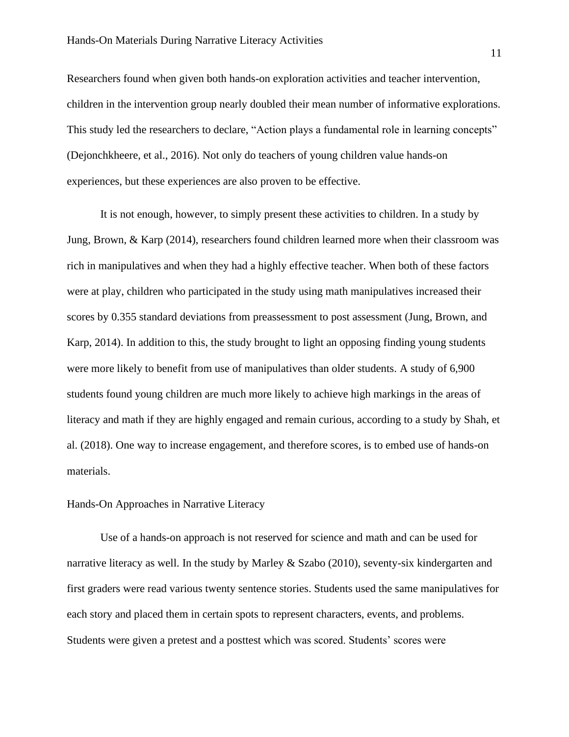Researchers found when given both hands-on exploration activities and teacher intervention, children in the intervention group nearly doubled their mean number of informative explorations. This study led the researchers to declare, "Action plays a fundamental role in learning concepts" (Dejonchkheere, et al., 2016). Not only do teachers of young children value hands-on experiences, but these experiences are also proven to be effective.

It is not enough, however, to simply present these activities to children. In a study by Jung, Brown, & Karp (2014), researchers found children learned more when their classroom was rich in manipulatives and when they had a highly effective teacher. When both of these factors were at play, children who participated in the study using math manipulatives increased their scores by 0.355 standard deviations from preassessment to post assessment (Jung, Brown, and Karp, 2014). In addition to this, the study brought to light an opposing finding young students were more likely to benefit from use of manipulatives than older students. A study of 6,900 students found young children are much more likely to achieve high markings in the areas of literacy and math if they are highly engaged and remain curious, according to a study by Shah, et al. (2018). One way to increase engagement, and therefore scores, is to embed use of hands-on materials.

## Hands-On Approaches in Narrative Literacy

Use of a hands-on approach is not reserved for science and math and can be used for narrative literacy as well. In the study by Marley & Szabo (2010), seventy-six kindergarten and first graders were read various twenty sentence stories. Students used the same manipulatives for each story and placed them in certain spots to represent characters, events, and problems. Students were given a pretest and a posttest which was scored. Students' scores were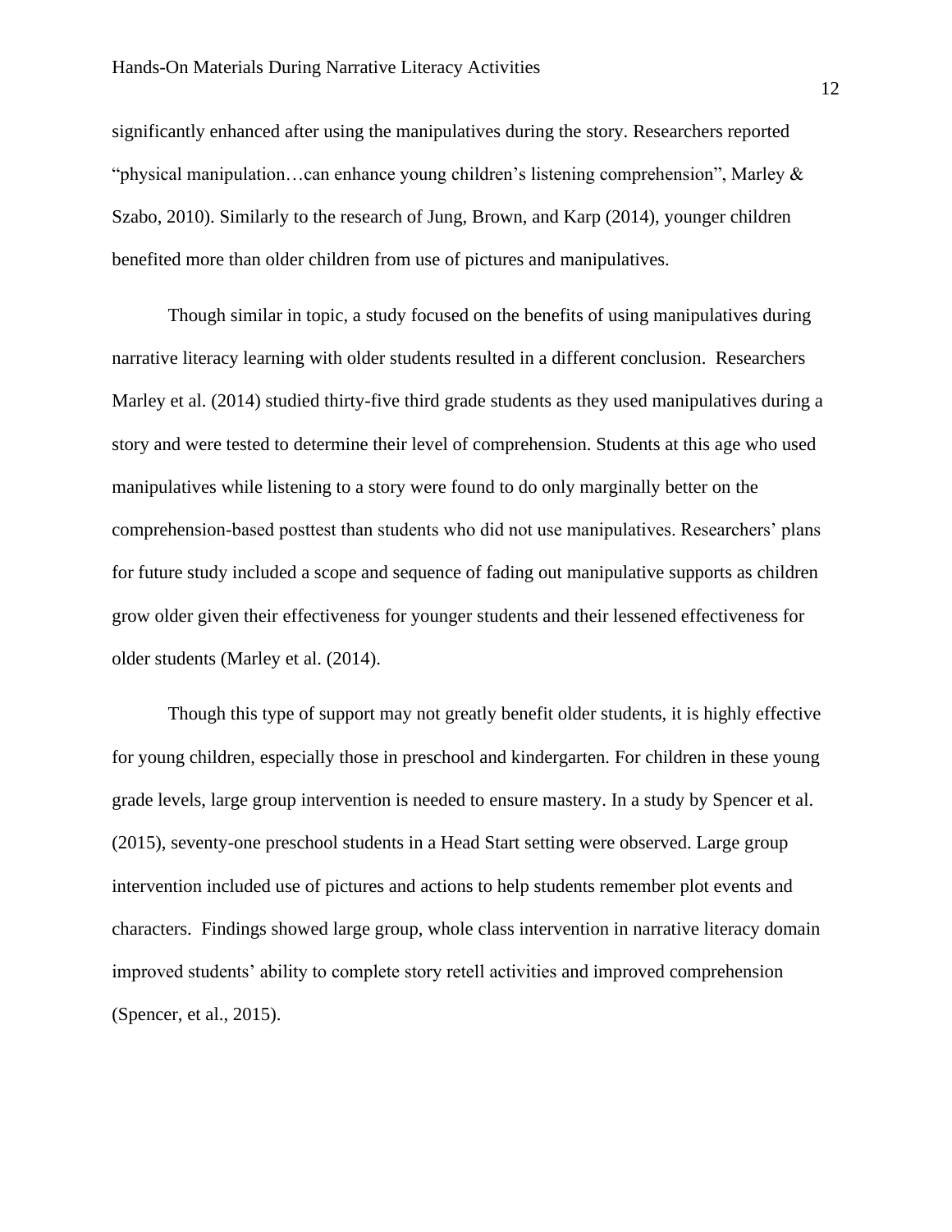significantly enhanced after using the manipulatives during the story. Researchers reported "physical manipulation…can enhance young children's listening comprehension", Marley & Szabo, 2010). Similarly to the research of Jung, Brown, and Karp (2014), younger children benefited more than older children from use of pictures and manipulatives.

Though similar in topic, a study focused on the benefits of using manipulatives during narrative literacy learning with older students resulted in a different conclusion. Researchers Marley et al. (2014) studied thirty-five third grade students as they used manipulatives during a story and were tested to determine their level of comprehension. Students at this age who used manipulatives while listening to a story were found to do only marginally better on the comprehension-based posttest than students who did not use manipulatives. Researchers' plans for future study included a scope and sequence of fading out manipulative supports as children grow older given their effectiveness for younger students and their lessened effectiveness for older students (Marley et al. (2014).

Though this type of support may not greatly benefit older students, it is highly effective for young children, especially those in preschool and kindergarten. For children in these young grade levels, large group intervention is needed to ensure mastery. In a study by Spencer et al. (2015), seventy-one preschool students in a Head Start setting were observed. Large group intervention included use of pictures and actions to help students remember plot events and characters. Findings showed large group, whole class intervention in narrative literacy domain improved students' ability to complete story retell activities and improved comprehension (Spencer, et al., 2015).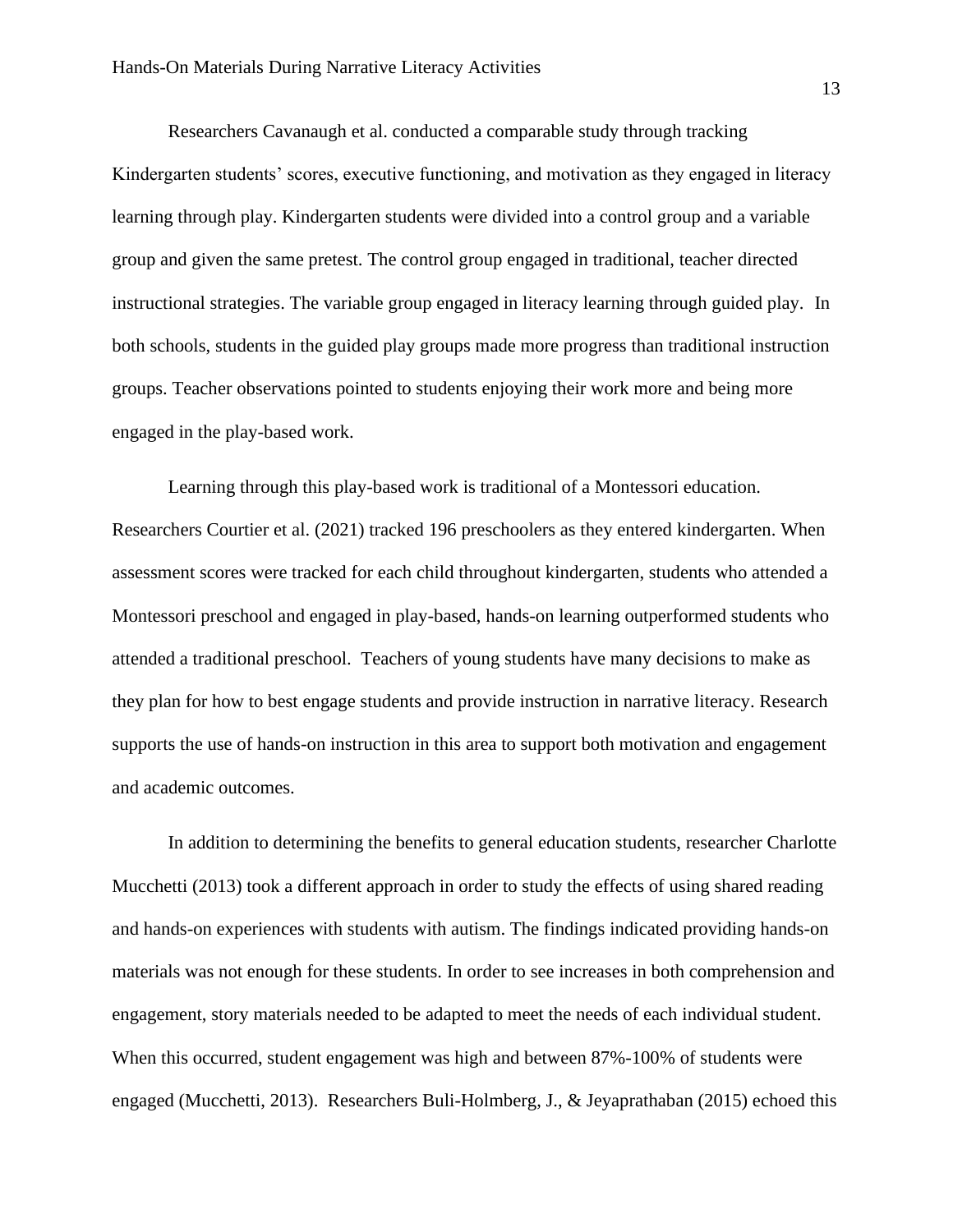Researchers Cavanaugh et al. conducted a comparable study through tracking Kindergarten students' scores, executive functioning, and motivation as they engaged in literacy learning through play. Kindergarten students were divided into a control group and a variable group and given the same pretest. The control group engaged in traditional, teacher directed instructional strategies. The variable group engaged in literacy learning through guided play. In both schools, students in the guided play groups made more progress than traditional instruction groups. Teacher observations pointed to students enjoying their work more and being more engaged in the play-based work.

Learning through this play-based work is traditional of a Montessori education. Researchers Courtier et al. (2021) tracked 196 preschoolers as they entered kindergarten. When assessment scores were tracked for each child throughout kindergarten, students who attended a Montessori preschool and engaged in play-based, hands-on learning outperformed students who attended a traditional preschool. Teachers of young students have many decisions to make as they plan for how to best engage students and provide instruction in narrative literacy. Research supports the use of hands-on instruction in this area to support both motivation and engagement and academic outcomes.

In addition to determining the benefits to general education students, researcher Charlotte Mucchetti (2013) took a different approach in order to study the effects of using shared reading and hands-on experiences with students with autism. The findings indicated providing hands-on materials was not enough for these students. In order to see increases in both comprehension and engagement, story materials needed to be adapted to meet the needs of each individual student. When this occurred, student engagement was high and between 87%-100% of students were engaged (Mucchetti, 2013). Researchers Buli-Holmberg, J., & Jeyaprathaban (2015) echoed this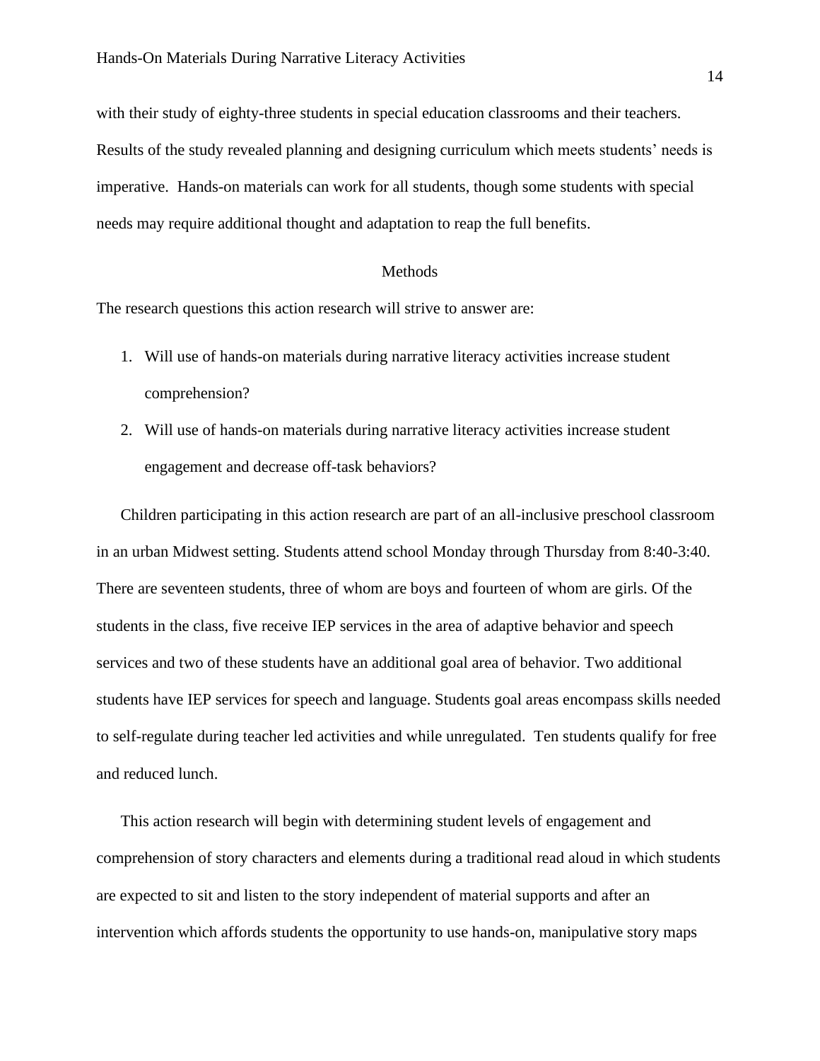with their study of eighty-three students in special education classrooms and their teachers. Results of the study revealed planning and designing curriculum which meets students' needs is imperative. Hands-on materials can work for all students, though some students with special needs may require additional thought and adaptation to reap the full benefits.

## Methods

The research questions this action research will strive to answer are:

1. Will use of hands-on materials during narrative literacy activities increase student comprehension?
2. Will use of hands-on materials during narrative literacy activities increase student engagement and decrease off-task behaviors?

Children participating in this action research are part of an all-inclusive preschool classroom in an urban Midwest setting. Students attend school Monday through Thursday from 8:40-3:40. There are seventeen students, three of whom are boys and fourteen of whom are girls. Of the students in the class, five receive IEP services in the area of adaptive behavior and speech services and two of these students have an additional goal area of behavior. Two additional students have IEP services for speech and language. Students goal areas encompass skills needed to self-regulate during teacher led activities and while unregulated. Ten students qualify for free and reduced lunch.

This action research will begin with determining student levels of engagement and comprehension of story characters and elements during a traditional read aloud in which students are expected to sit and listen to the story independent of material supports and after an intervention which affords students the opportunity to use hands-on, manipulative story maps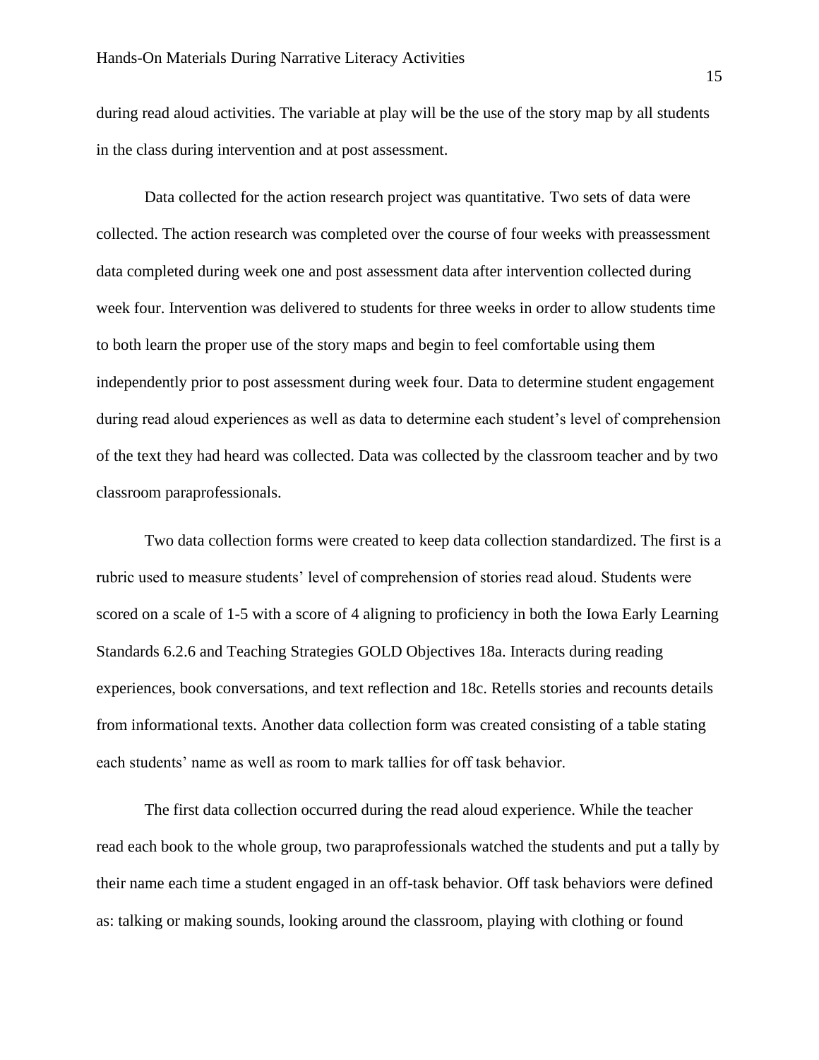during read aloud activities. The variable at play will be the use of the story map by all students in the class during intervention and at post assessment.

Data collected for the action research project was quantitative. Two sets of data were collected. The action research was completed over the course of four weeks with preassessment data completed during week one and post assessment data after intervention collected during week four. Intervention was delivered to students for three weeks in order to allow students time to both learn the proper use of the story maps and begin to feel comfortable using them independently prior to post assessment during week four. Data to determine student engagement during read aloud experiences as well as data to determine each student's level of comprehension of the text they had heard was collected. Data was collected by the classroom teacher and by two classroom paraprofessionals.

Two data collection forms were created to keep data collection standardized. The first is a rubric used to measure students' level of comprehension of stories read aloud. Students were scored on a scale of 1-5 with a score of 4 aligning to proficiency in both the Iowa Early Learning Standards 6.2.6 and Teaching Strategies GOLD Objectives 18a. Interacts during reading experiences, book conversations, and text reflection and 18c. Retells stories and recounts details from informational texts. Another data collection form was created consisting of a table stating each students' name as well as room to mark tallies for off task behavior.

The first data collection occurred during the read aloud experience. While the teacher read each book to the whole group, two paraprofessionals watched the students and put a tally by their name each time a student engaged in an off-task behavior. Off task behaviors were defined as: talking or making sounds, looking around the classroom, playing with clothing or found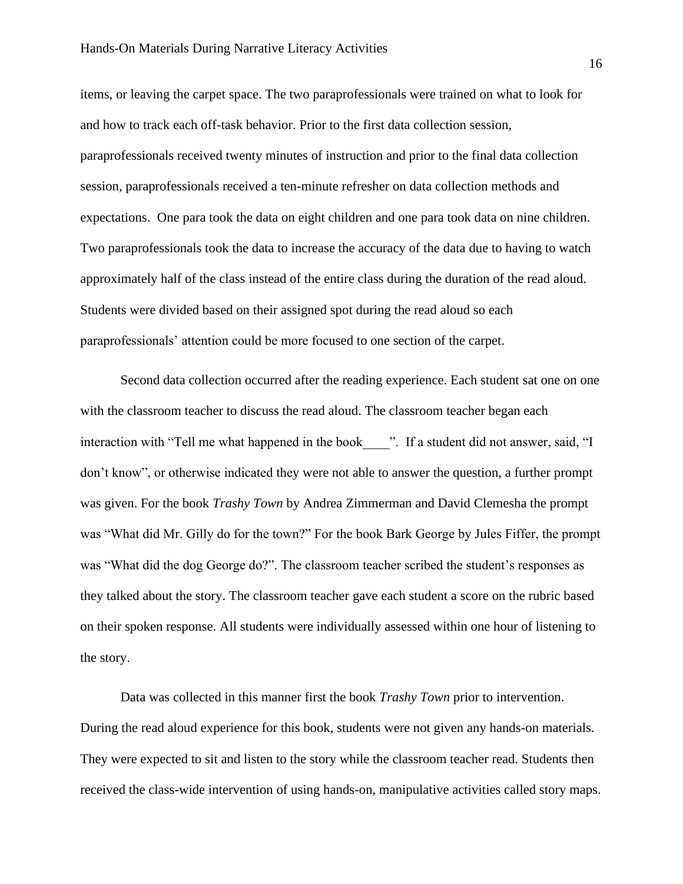items, or leaving the carpet space. The two paraprofessionals were trained on what to look for and how to track each off-task behavior. Prior to the first data collection session, paraprofessionals received twenty minutes of instruction and prior to the final data collection session, paraprofessionals received a ten-minute refresher on data collection methods and expectations. One para took the data on eight children and one para took data on nine children. Two paraprofessionals took the data to increase the accuracy of the data due to having to watch approximately half of the class instead of the entire class during the duration of the read aloud. Students were divided based on their assigned spot during the read aloud so each paraprofessionals' attention could be more focused to one section of the carpet.

Second data collection occurred after the reading experience. Each student sat one on one with the classroom teacher to discuss the read aloud. The classroom teacher began each interaction with "Tell me what happened in the book____". If a student did not answer, said, "I don't know", or otherwise indicated they were not able to answer the question, a further prompt was given. For the book *Trashy Town* by Andrea Zimmerman and David Clemesha the prompt was "What did Mr. Gilly do for the town?" For the book Bark George by Jules Fiffer, the prompt was "What did the dog George do?". The classroom teacher scribed the student's responses as they talked about the story. The classroom teacher gave each student a score on the rubric based on their spoken response. All students were individually assessed within one hour of listening to the story.

Data was collected in this manner first the book *Trashy Town* prior to intervention. During the read aloud experience for this book, students were not given any hands-on materials. They were expected to sit and listen to the story while the classroom teacher read. Students then received the class-wide intervention of using hands-on, manipulative activities called story maps.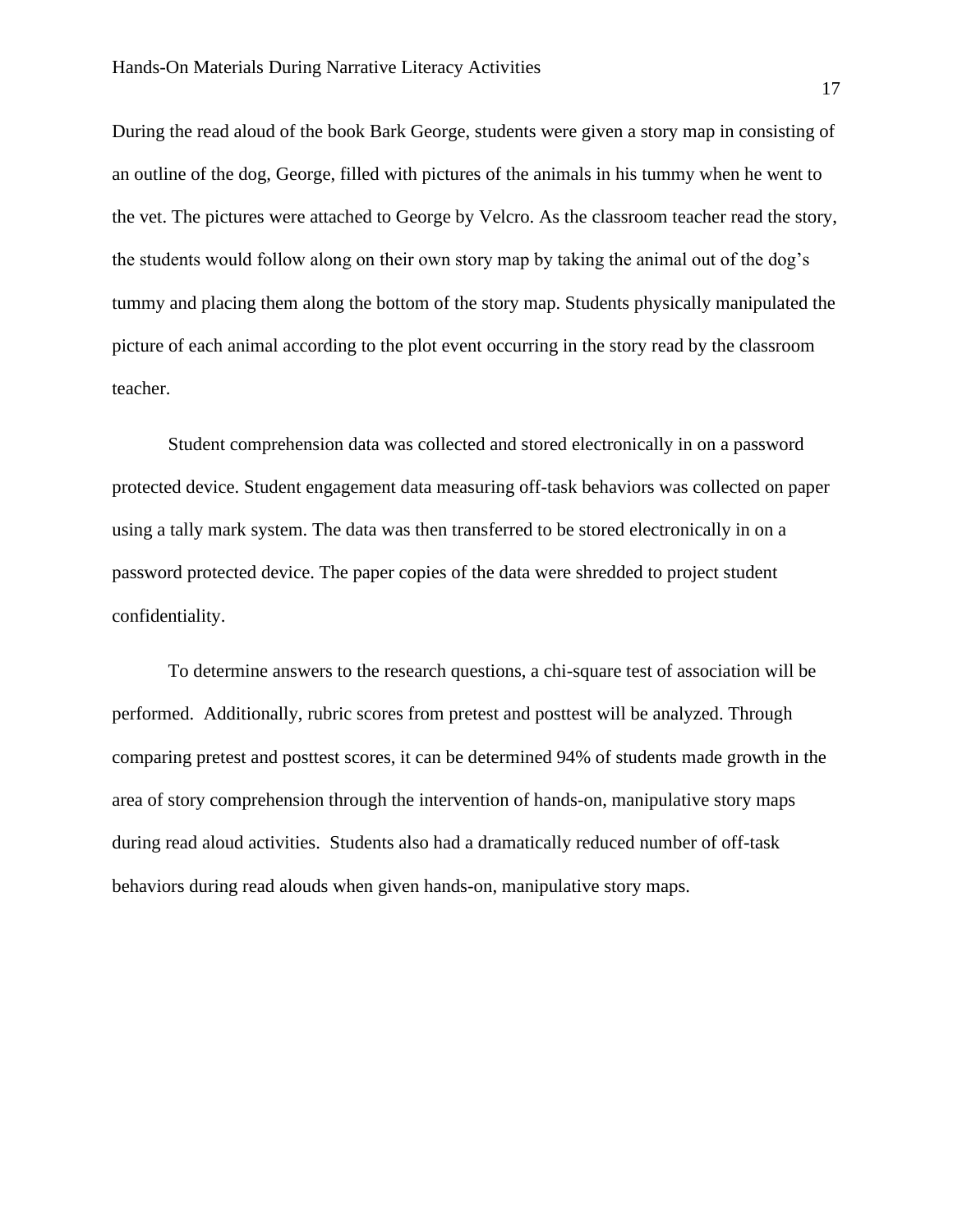During the read aloud of the book Bark George, students were given a story map in consisting of an outline of the dog, George, filled with pictures of the animals in his tummy when he went to the vet. The pictures were attached to George by Velcro. As the classroom teacher read the story, the students would follow along on their own story map by taking the animal out of the dog's tummy and placing them along the bottom of the story map. Students physically manipulated the picture of each animal according to the plot event occurring in the story read by the classroom teacher.

Student comprehension data was collected and stored electronically in on a password protected device. Student engagement data measuring off-task behaviors was collected on paper using a tally mark system. The data was then transferred to be stored electronically in on a password protected device. The paper copies of the data were shredded to project student confidentiality.

To determine answers to the research questions, a chi-square test of association will be performed.  Additionally, rubric scores from pretest and posttest will be analyzed. Through comparing pretest and posttest scores, it can be determined 94% of students made growth in the area of story comprehension through the intervention of hands-on, manipulative story maps during read aloud activities.  Students also had a dramatically reduced number of off-task behaviors during read alouds when given hands-on, manipulative story maps.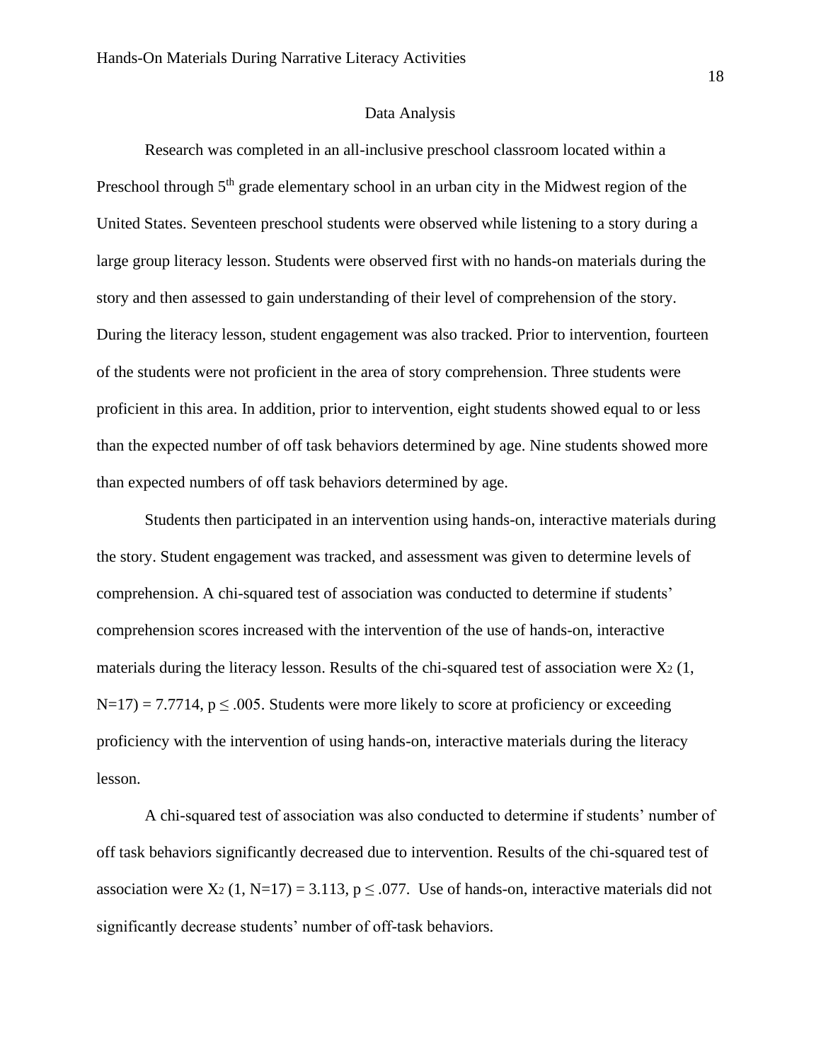## Data Analysis

Research was completed in an all-inclusive preschool classroom located within a Preschool through 5th grade elementary school in an urban city in the Midwest region of the United States. Seventeen preschool students were observed while listening to a story during a large group literacy lesson. Students were observed first with no hands-on materials during the story and then assessed to gain understanding of their level of comprehension of the story. During the literacy lesson, student engagement was also tracked. Prior to intervention, fourteen of the students were not proficient in the area of story comprehension. Three students were proficient in this area. In addition, prior to intervention, eight students showed equal to or less than the expected number of off task behaviors determined by age. Nine students showed more than expected numbers of off task behaviors determined by age.

Students then participated in an intervention using hands-on, interactive materials during the story. Student engagement was tracked, and assessment was given to determine levels of comprehension. A chi-squared test of association was conducted to determine if students' comprehension scores increased with the intervention of the use of hands-on, interactive materials during the literacy lesson. Results of the chi-squared test of association were $X_2$ (1, N=17) = 7.7714, $p \leq .005$. Students were more likely to score at proficiency or exceeding proficiency with the intervention of using hands-on, interactive materials during the literacy lesson.

A chi-squared test of association was also conducted to determine if students' number of off task behaviors significantly decreased due to intervention. Results of the chi-squared test of association were $X_2$ (1, N=17) = 3.113, $p \leq .077$. Use of hands-on, interactive materials did not significantly decrease students' number of off-task behaviors.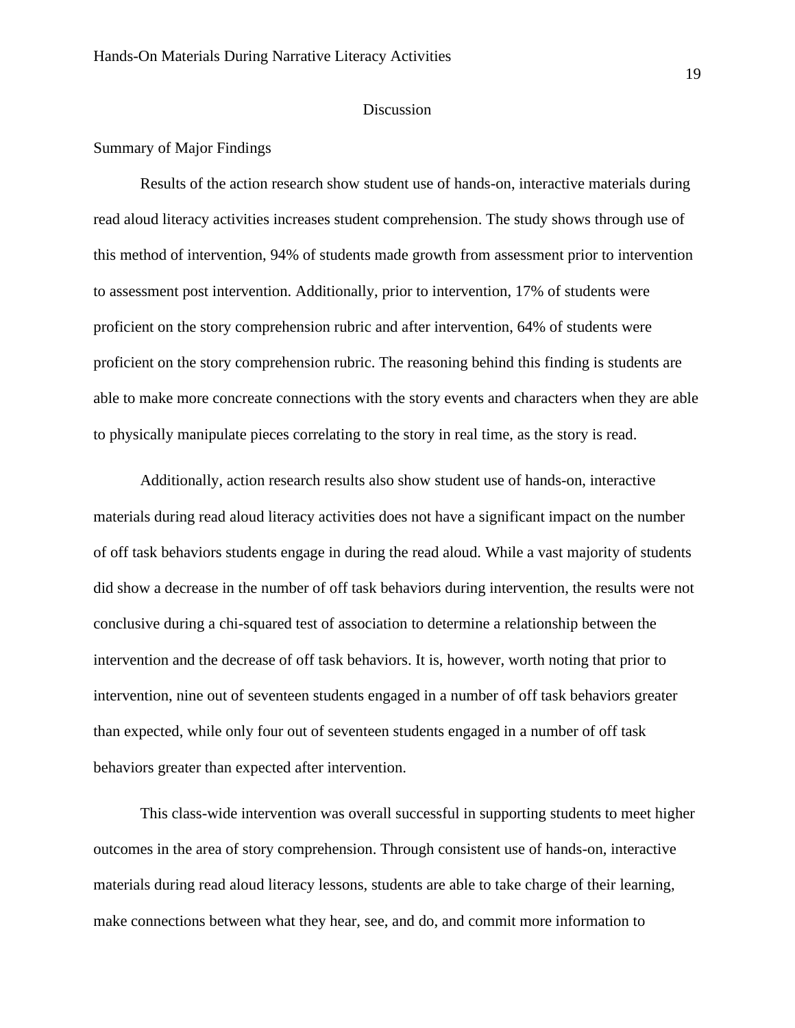# Discussion

## Summary of Major Findings

Results of the action research show student use of hands-on, interactive materials during read aloud literacy activities increases student comprehension. The study shows through use of this method of intervention, 94% of students made growth from assessment prior to intervention to assessment post intervention. Additionally, prior to intervention, 17% of students were proficient on the story comprehension rubric and after intervention, 64% of students were proficient on the story comprehension rubric. The reasoning behind this finding is students are able to make more concreate connections with the story events and characters when they are able to physically manipulate pieces correlating to the story in real time, as the story is read.

Additionally, action research results also show student use of hands-on, interactive materials during read aloud literacy activities does not have a significant impact on the number of off task behaviors students engage in during the read aloud. While a vast majority of students did show a decrease in the number of off task behaviors during intervention, the results were not conclusive during a chi-squared test of association to determine a relationship between the intervention and the decrease of off task behaviors. It is, however, worth noting that prior to intervention, nine out of seventeen students engaged in a number of off task behaviors greater than expected, while only four out of seventeen students engaged in a number of off task behaviors greater than expected after intervention.

This class-wide intervention was overall successful in supporting students to meet higher outcomes in the area of story comprehension. Through consistent use of hands-on, interactive materials during read aloud literacy lessons, students are able to take charge of their learning, make connections between what they hear, see, and do, and commit more information to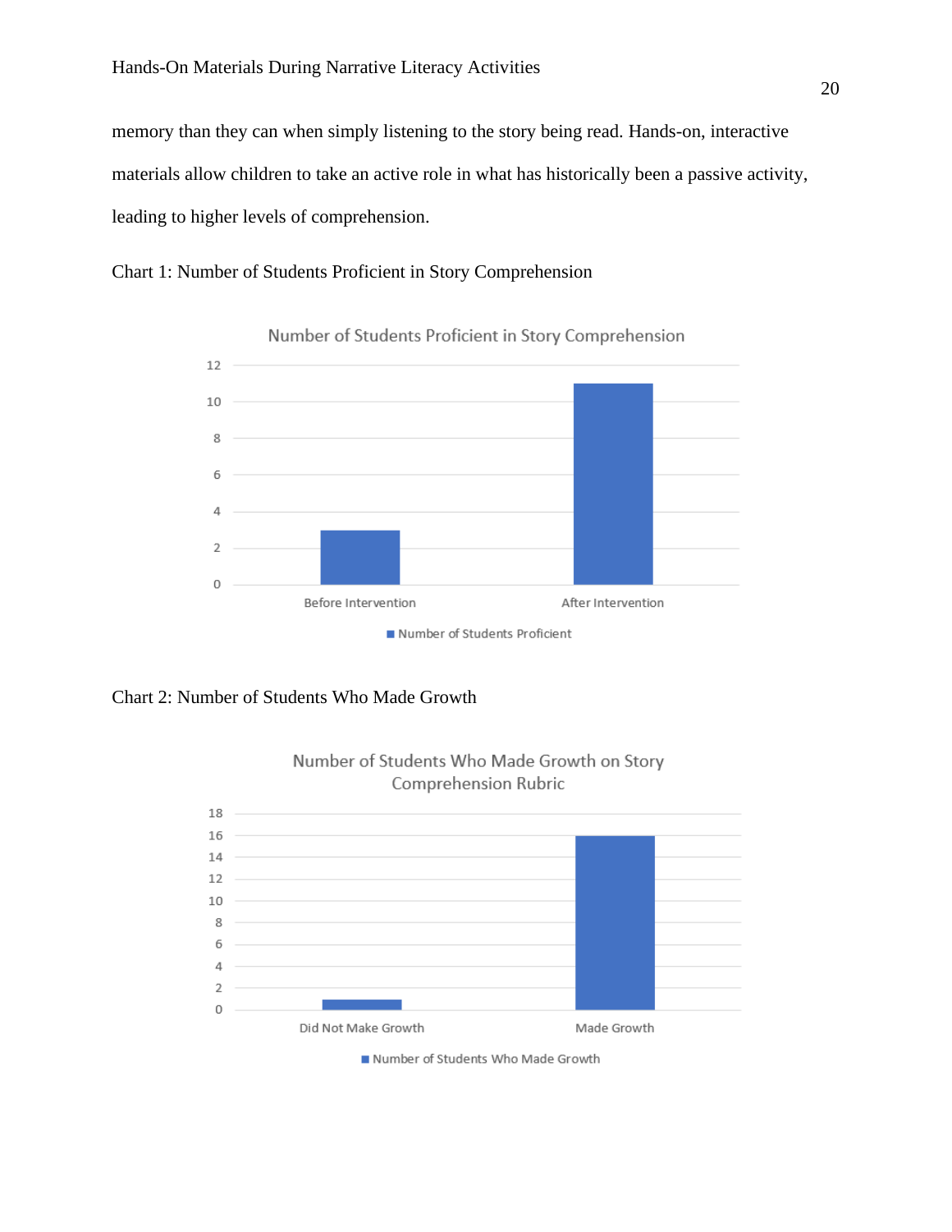memory than they can when simply listening to the story being read. Hands-on, interactive materials allow children to take an active role in what has historically been a passive activity, leading to higher levels of comprehension.

Chart 1: Number of Students Proficient in Story Comprehension

Chart 2: Number of Students Who Made Growth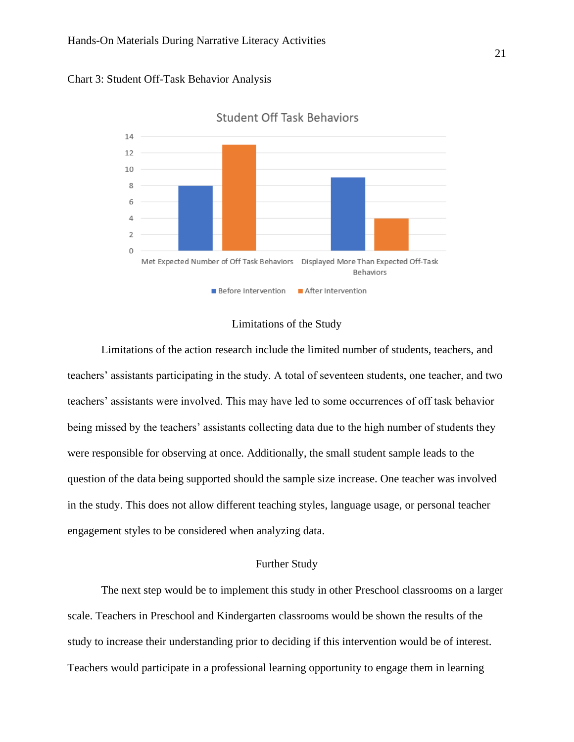Chart 3: Student Off-Task Behavior Analysis

**Student Off Task Behaviors**

| | Before Intervention | After Intervention |
|---|---|---|
| Met Expected Number of Off Task Behaviors | 8 | 13 |
| Displayed More Than Expected Off-Task Behaviors | 9 | 4 |

## Limitations of the Study

Limitations of the action research include the limited number of students, teachers, and teachers' assistants participating in the study. A total of seventeen students, one teacher, and two teachers' assistants were involved. This may have led to some occurrences of off task behavior being missed by the teachers' assistants collecting data due to the high number of students they were responsible for observing at once. Additionally, the small student sample leads to the question of the data being supported should the sample size increase. One teacher was involved in the study. This does not allow different teaching styles, language usage, or personal teacher engagement styles to be considered when analyzing data.

## Further Study

The next step would be to implement this study in other Preschool classrooms on a larger scale. Teachers in Preschool and Kindergarten classrooms would be shown the results of the study to increase their understanding prior to deciding if this intervention would be of interest. Teachers would participate in a professional learning opportunity to engage them in learning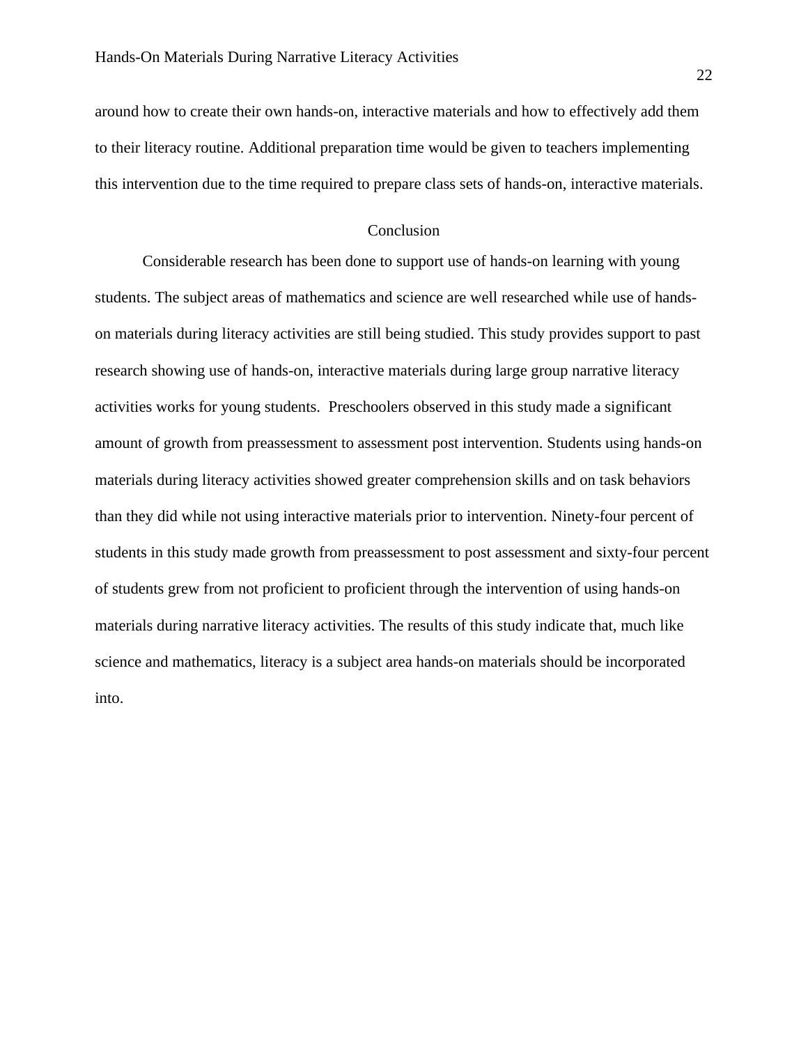around how to create their own hands-on, interactive materials and how to effectively add them to their literacy routine. Additional preparation time would be given to teachers implementing this intervention due to the time required to prepare class sets of hands-on, interactive materials.

## Conclusion

Considerable research has been done to support use of hands-on learning with young students. The subject areas of mathematics and science are well researched while use of hands-on materials during literacy activities are still being studied. This study provides support to past research showing use of hands-on, interactive materials during large group narrative literacy activities works for young students.  Preschoolers observed in this study made a significant amount of growth from preassessment to assessment post intervention. Students using hands-on materials during literacy activities showed greater comprehension skills and on task behaviors than they did while not using interactive materials prior to intervention. Ninety-four percent of students in this study made growth from preassessment to post assessment and sixty-four percent of students grew from not proficient to proficient through the intervention of using hands-on materials during narrative literacy activities. The results of this study indicate that, much like science and mathematics, literacy is a subject area hands-on materials should be incorporated into.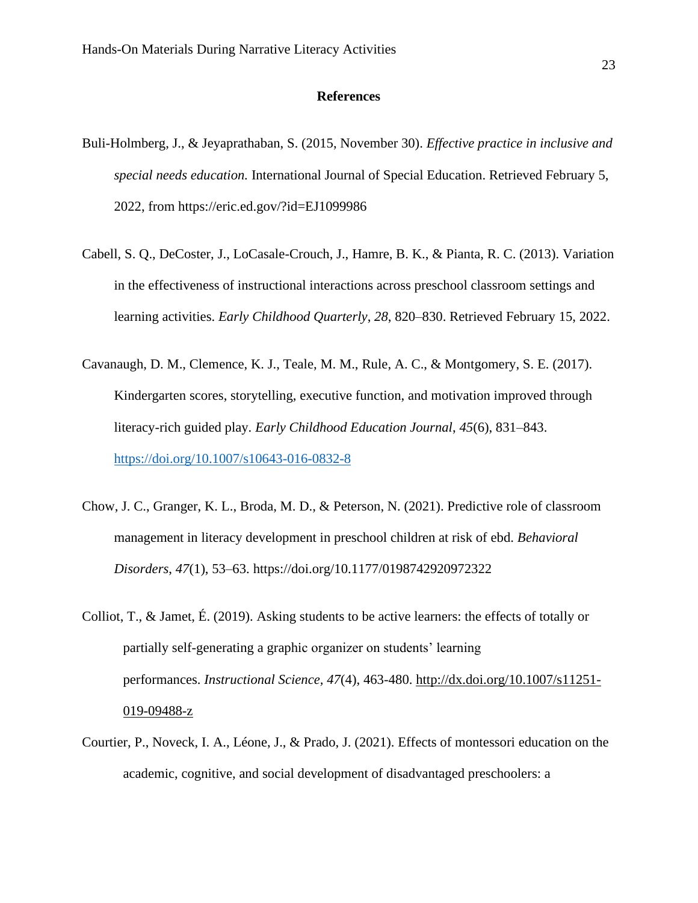## References

Buli-Holmberg, J., & Jeyaprathaban, S. (2015, November 30). *Effective practice in inclusive and special needs education.* International Journal of Special Education. Retrieved February 5, 2022, from https://eric.ed.gov/?id=EJ1099986

Cabell, S. Q., DeCoster, J., LoCasale-Crouch, J., Hamre, B. K., & Pianta, R. C. (2013). Variation in the effectiveness of instructional interactions across preschool classroom settings and learning activities. *Early Childhood Quarterly*, *28*, 820–830. Retrieved February 15, 2022.

Cavanaugh, D. M., Clemence, K. J., Teale, M. M., Rule, A. C., & Montgomery, S. E. (2017). Kindergarten scores, storytelling, executive function, and motivation improved through literacy-rich guided play. *Early Childhood Education Journal*, *45*(6), 831–843. https://doi.org/10.1007/s10643-016-0832-8

Chow, J. C., Granger, K. L., Broda, M. D., & Peterson, N. (2021). Predictive role of classroom management in literacy development in preschool children at risk of ebd. *Behavioral Disorders*, *47*(1), 53–63. https://doi.org/10.1177/0198742920972322

Colliot, T., & Jamet, É. (2019). Asking students to be active learners: the effects of totally or partially self-generating a graphic organizer on students' learning performances. *Instructional Science, 47*(4), 463-480. http://dx.doi.org/10.1007/s11251-019-09488-z

Courtier, P., Noveck, I. A., Léone, J., & Prado, J. (2021). Effects of montessori education on the academic, cognitive, and social development of disadvantaged preschoolers: a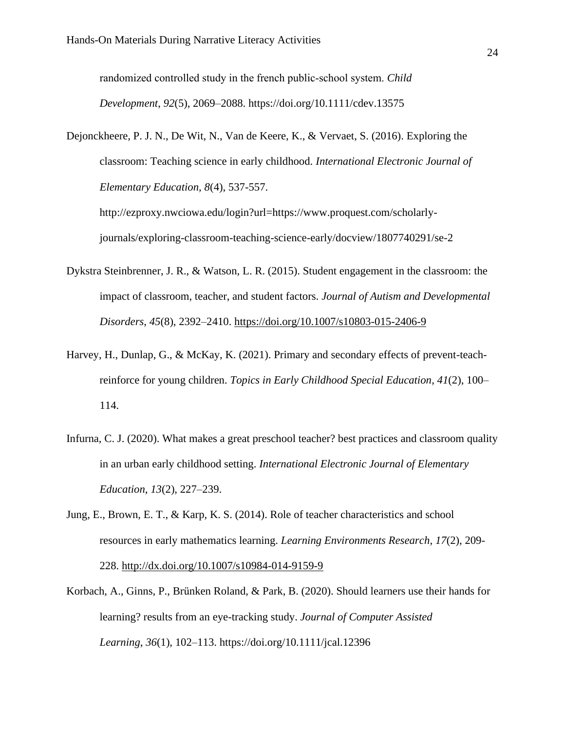randomized controlled study in the french public-school system. *Child Development*, *92*(5), 2069–2088. https://doi.org/10.1111/cdev.13575

Dejonckheere, P. J. N., De Wit, N., Van de Keere, K., & Vervaet, S. (2016). Exploring the classroom: Teaching science in early childhood. *International Electronic Journal of Elementary Education*, *8*(4), 537-557. http://ezproxy.nwciowa.edu/login?url=https://www.proquest.com/scholarly-journals/exploring-classroom-teaching-science-early/docview/1807740291/se-2

Dykstra Steinbrenner, J. R., & Watson, L. R. (2015). Student engagement in the classroom: the impact of classroom, teacher, and student factors. *Journal of Autism and Developmental Disorders*, *45*(8), 2392–2410. https://doi.org/10.1007/s10803-015-2406-9

Harvey, H., Dunlap, G., & McKay, K. (2021). Primary and secondary effects of prevent-teach-reinforce for young children. *Topics in Early Childhood Special Education*, *41*(2), 100–114.

Infurna, C. J. (2020). What makes a great preschool teacher? best practices and classroom quality in an urban early childhood setting. *International Electronic Journal of Elementary Education*, *13*(2), 227–239.

Jung, E., Brown, E. T., & Karp, K. S. (2014). Role of teacher characteristics and school resources in early mathematics learning. *Learning Environments Research*, *17*(2), 209-228. http://dx.doi.org/10.1007/s10984-014-9159-9

Korbach, A., Ginns, P., Brünken Roland, & Park, B. (2020). Should learners use their hands for learning? results from an eye-tracking study. *Journal of Computer Assisted Learning*, *36*(1), 102–113. https://doi.org/10.1111/jcal.12396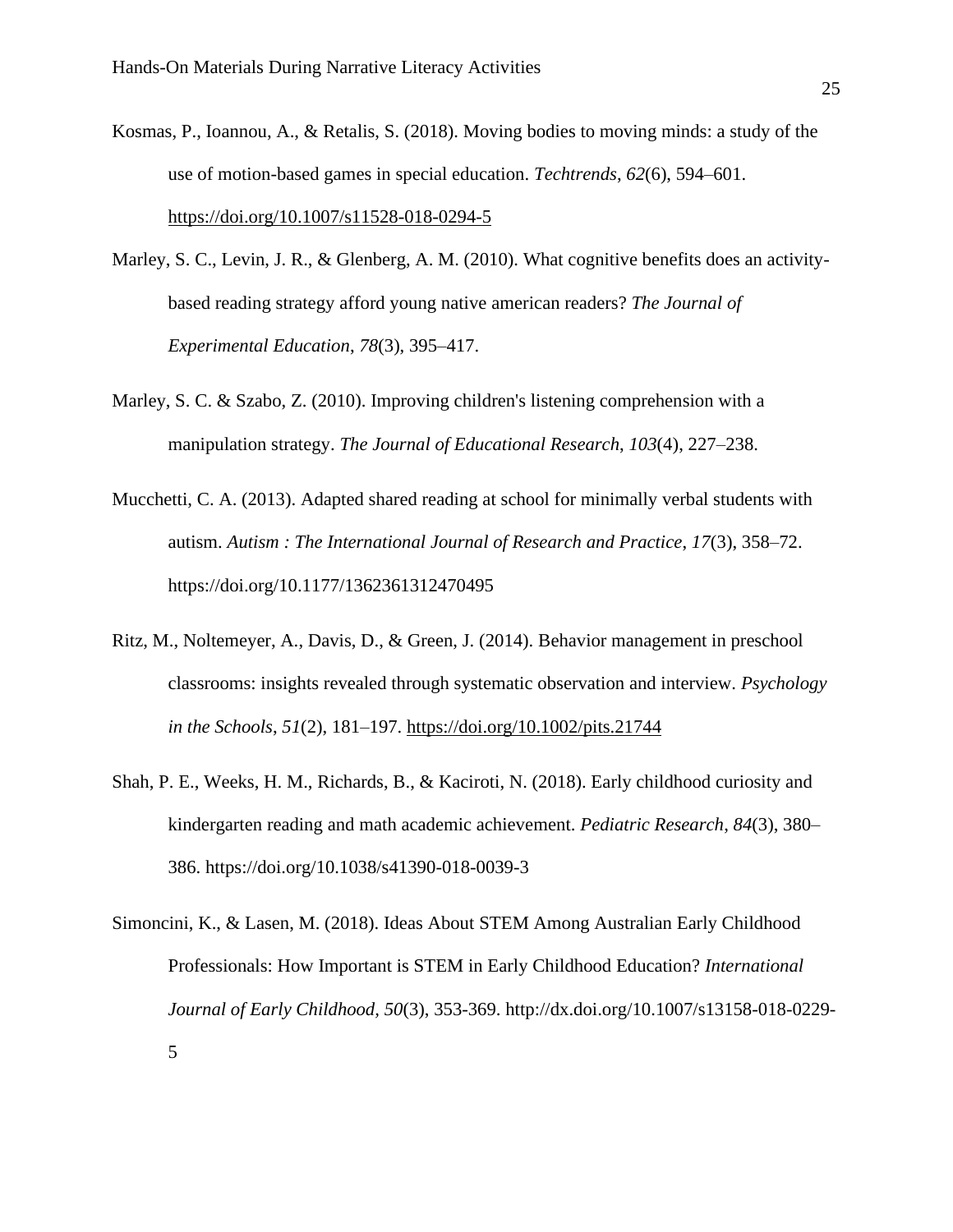Kosmas, P., Ioannou, A., & Retalis, S. (2018). Moving bodies to moving minds: a study of the use of motion-based games in special education. *Techtrends*, *62*(6), 594–601. https://doi.org/10.1007/s11528-018-0294-5

Marley, S. C., Levin, J. R., & Glenberg, A. M. (2010). What cognitive benefits does an activity-based reading strategy afford young native american readers? *The Journal of Experimental Education*, *78*(3), 395–417.

Marley, S. C. & Szabo, Z. (2010). Improving children's listening comprehension with a manipulation strategy. *The Journal of Educational Research*, *103*(4), 227–238.

Mucchetti, C. A. (2013). Adapted shared reading at school for minimally verbal students with autism. *Autism : The International Journal of Research and Practice*, *17*(3), 358–72. https://doi.org/10.1177/1362361312470495

Ritz, M., Noltemeyer, A., Davis, D., & Green, J. (2014). Behavior management in preschool classrooms: insights revealed through systematic observation and interview. *Psychology in the Schools*, *51*(2), 181–197. https://doi.org/10.1002/pits.21744

Shah, P. E., Weeks, H. M., Richards, B., & Kaciroti, N. (2018). Early childhood curiosity and kindergarten reading and math academic achievement. *Pediatric Research*, *84*(3), 380–386. https://doi.org/10.1038/s41390-018-0039-3

Simoncini, K., & Lasen, M. (2018). Ideas About STEM Among Australian Early Childhood Professionals: How Important is STEM in Early Childhood Education? *International Journal of Early Childhood*, *50*(3), 353-369. http://dx.doi.org/10.1007/s13158-018-0229-5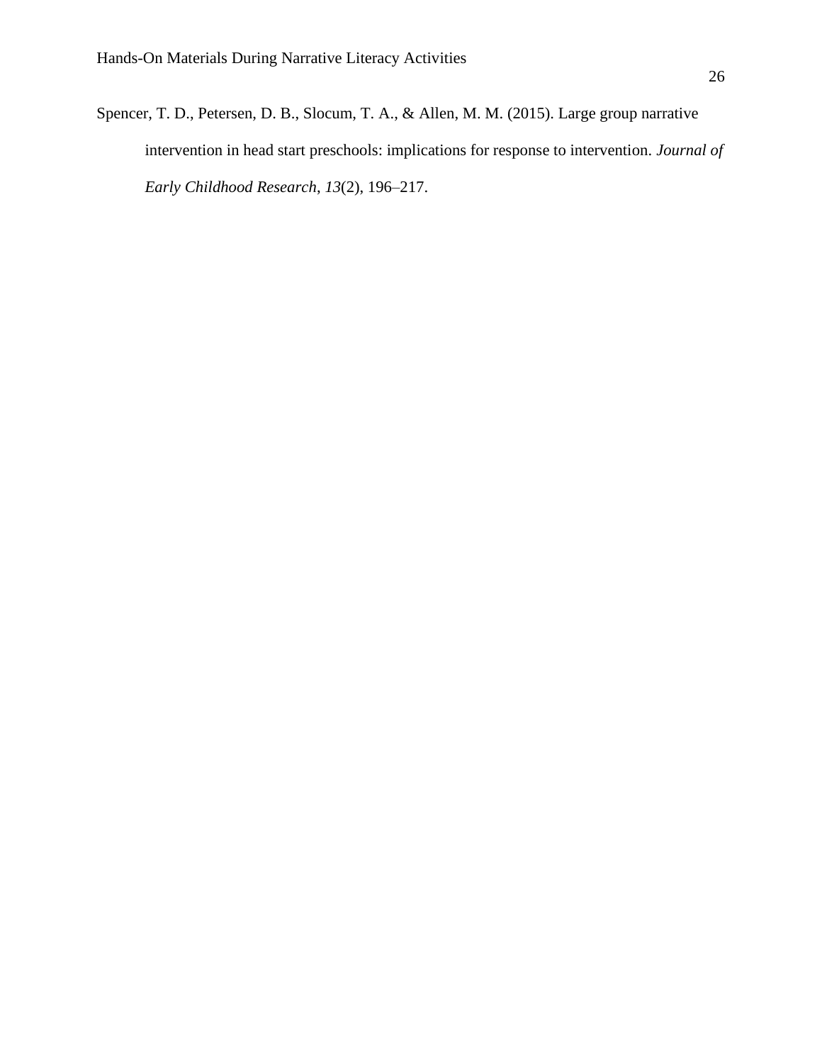Spencer, T. D., Petersen, D. B., Slocum, T. A., & Allen, M. M. (2015). Large group narrative intervention in head start preschools: implications for response to intervention. *Journal of Early Childhood Research*, *13*(2), 196–217.